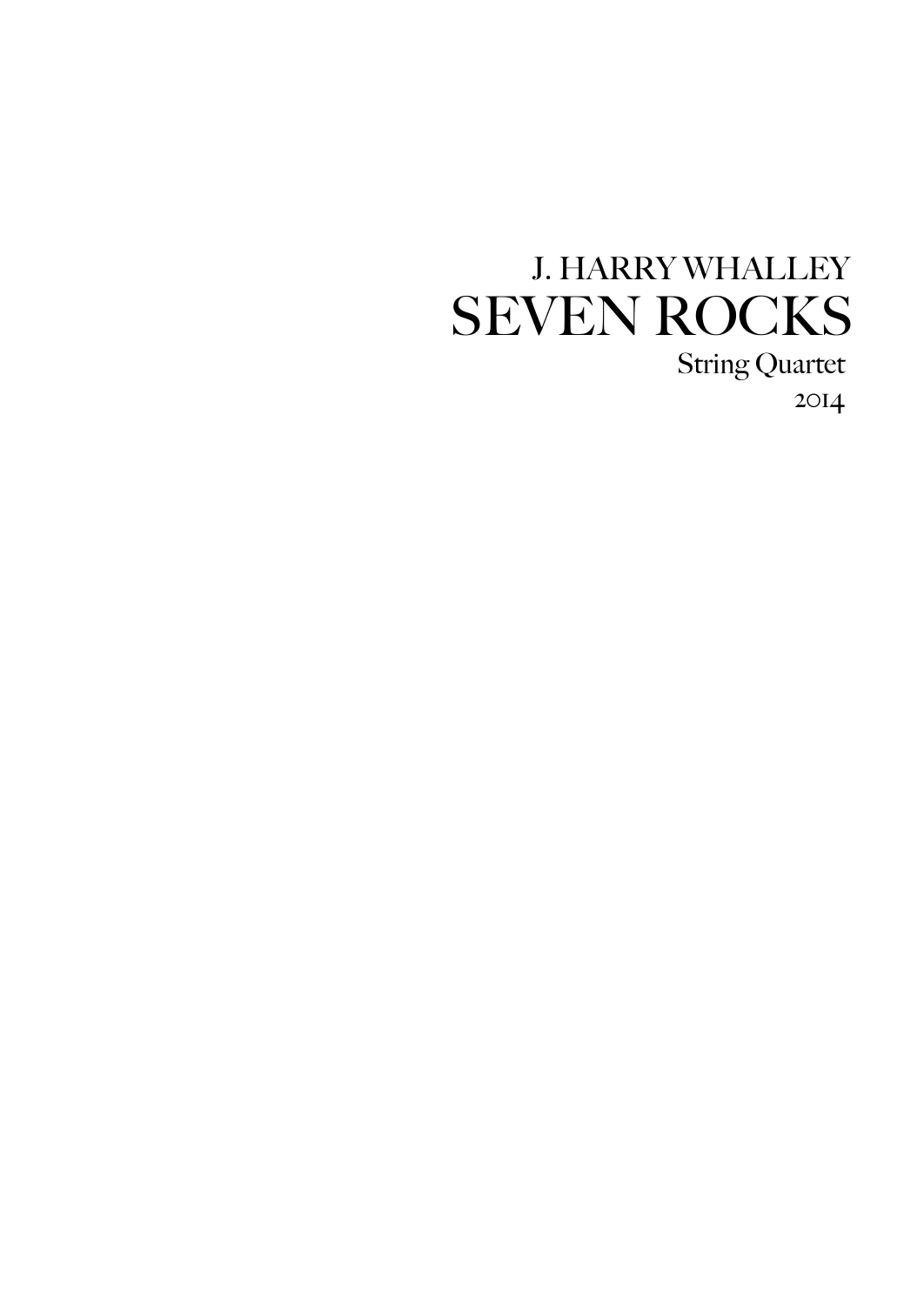J. HARRY WHALLEY

# SEVEN ROCKS

String Quartet

2014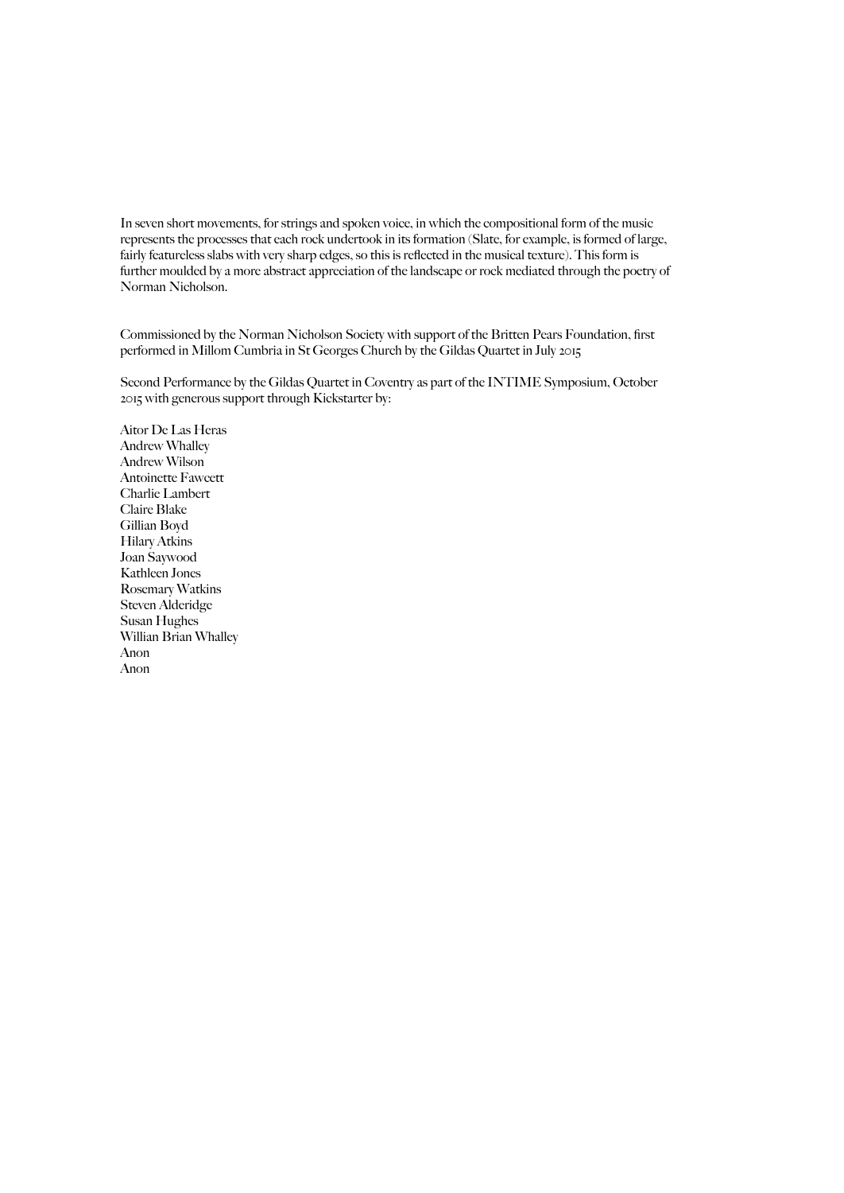In seven short movements, for strings and spoken voice, in which the compositional form of the music represents the processes that each rock undertook in its formation (Slate, for example, is formed of large, fairly featureless slabs with very sharp edges, so this is reflected in the musical texture). This form is further moulded by a more abstract appreciation of the landscape or rock mediated through the poetry of Norman Nicholson.

Commissioned by the Norman Nicholson Society with support of the Britten Pears Foundation, first performed in Millom Cumbria in St Georges Church by the Gildas Quartet in July 2015

Second Performance by the Gildas Quartet in Coventry as part of the INTIME Symposium, October 2015 with generous support through Kickstarter by:

Aitor De Las Heras
Andrew Whalley
Andrew Wilson
Antoinette Fawcett
Charlie Lambert
Claire Blake
Gillian Boyd
Hilary Atkins
Joan Saywood
Kathleen Jones
Rosemary Watkins
Steven Alderidge
Susan Hughes
Willian Brian Whalley
Anon
Anon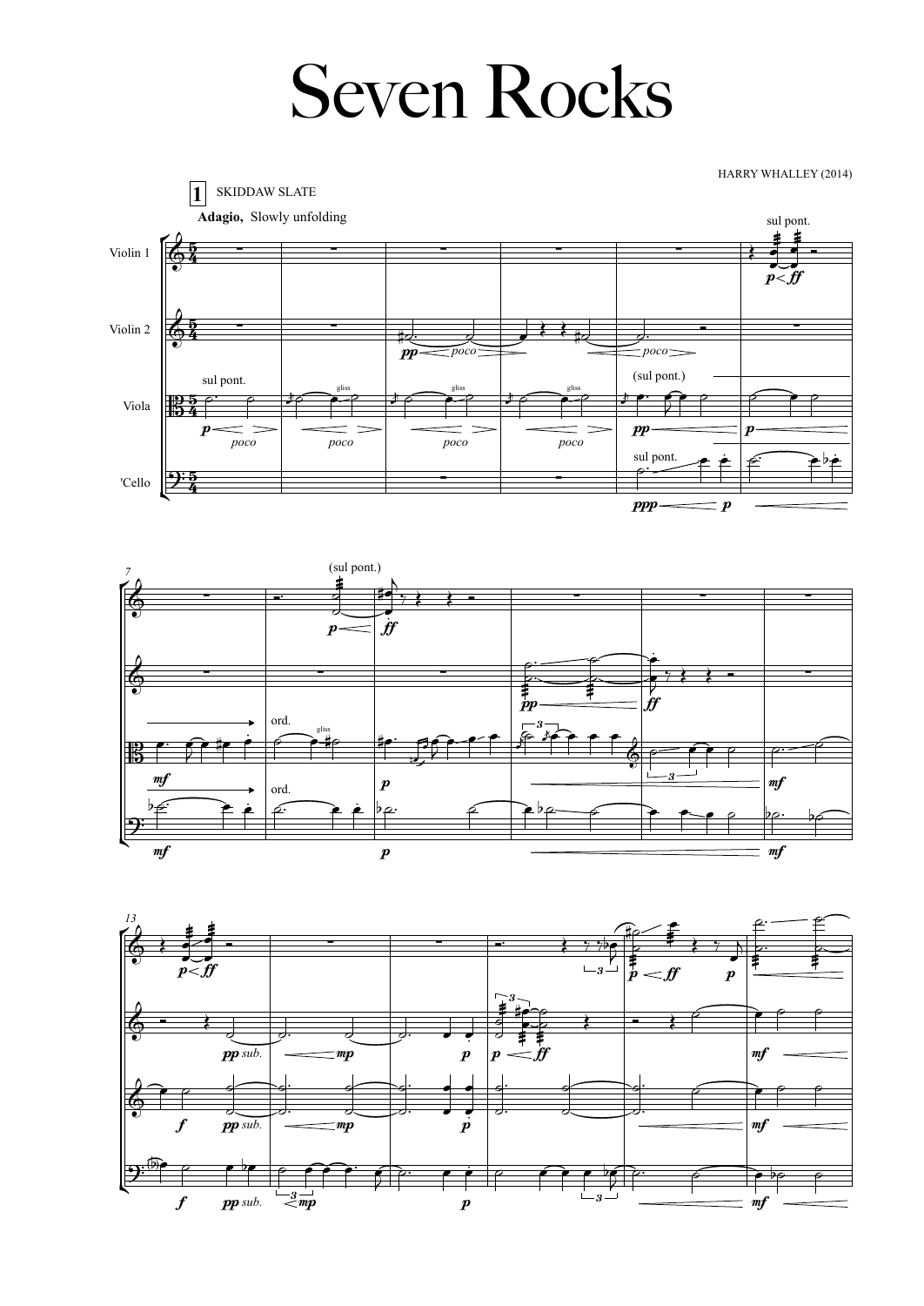# Seven Rocks

HARRY WHALLEY (2014)

**1** SKIDDAW SLATE

**Adagio,** Slowly unfolding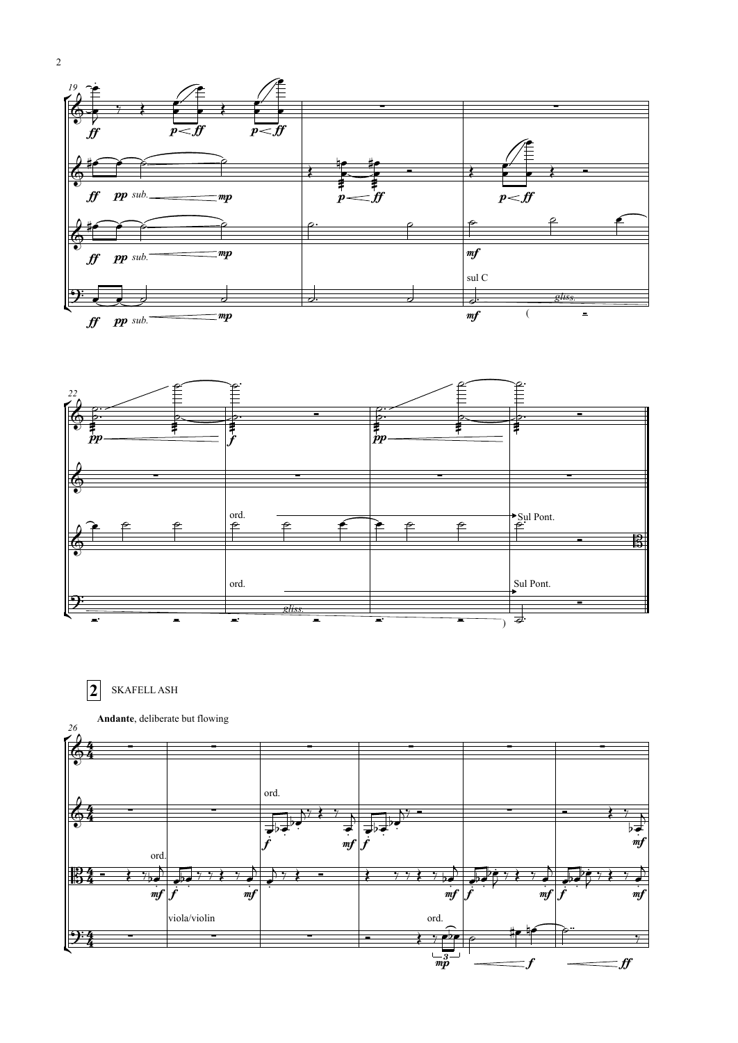**2** SKAFELL ASH

**Andante**, deliberate but flowing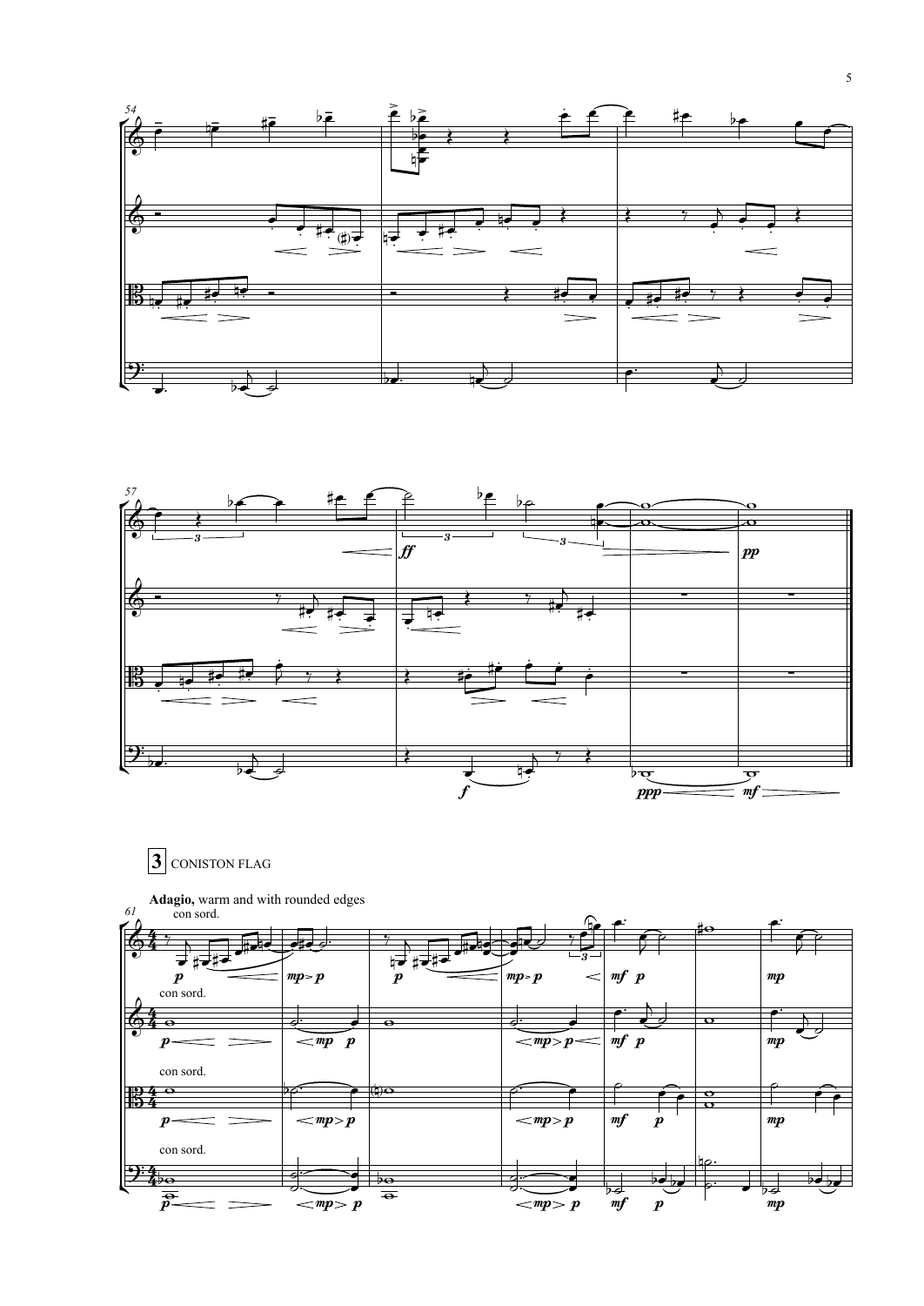**3** CONISTON FLAG

**Adagio,** warm and with rounded edges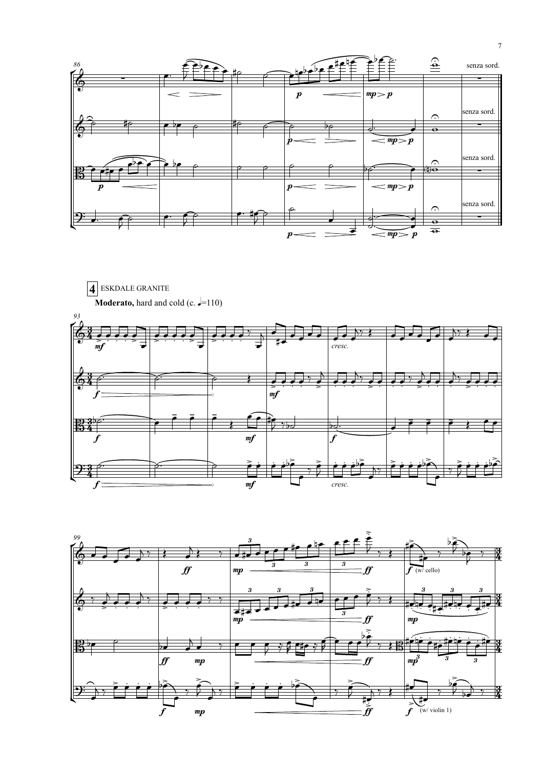## 4 ESKDALE GRANITE

**Moderato,** hard and cold (c. ♩=110)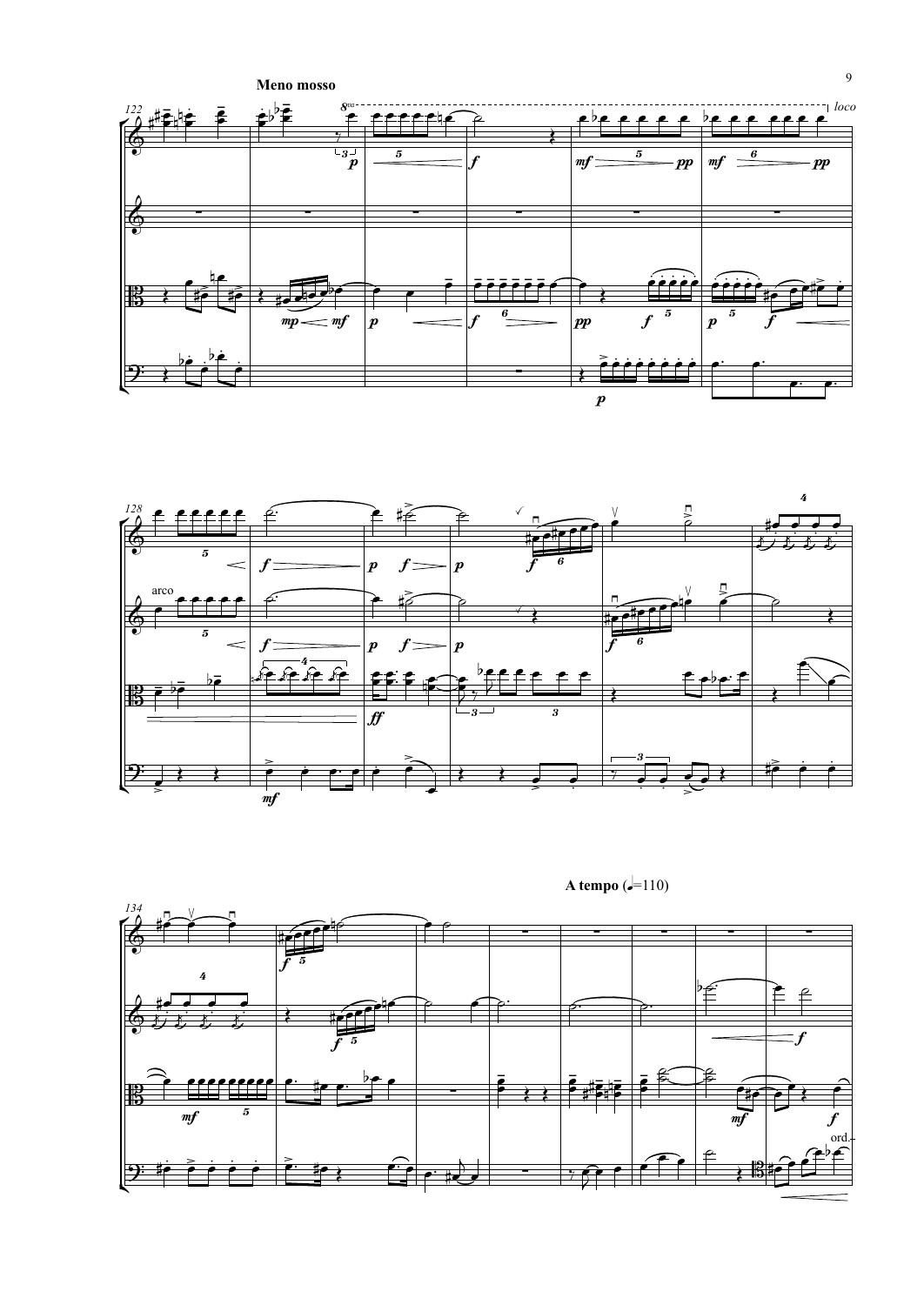**Meno mosso**

**A tempo (♩=110)**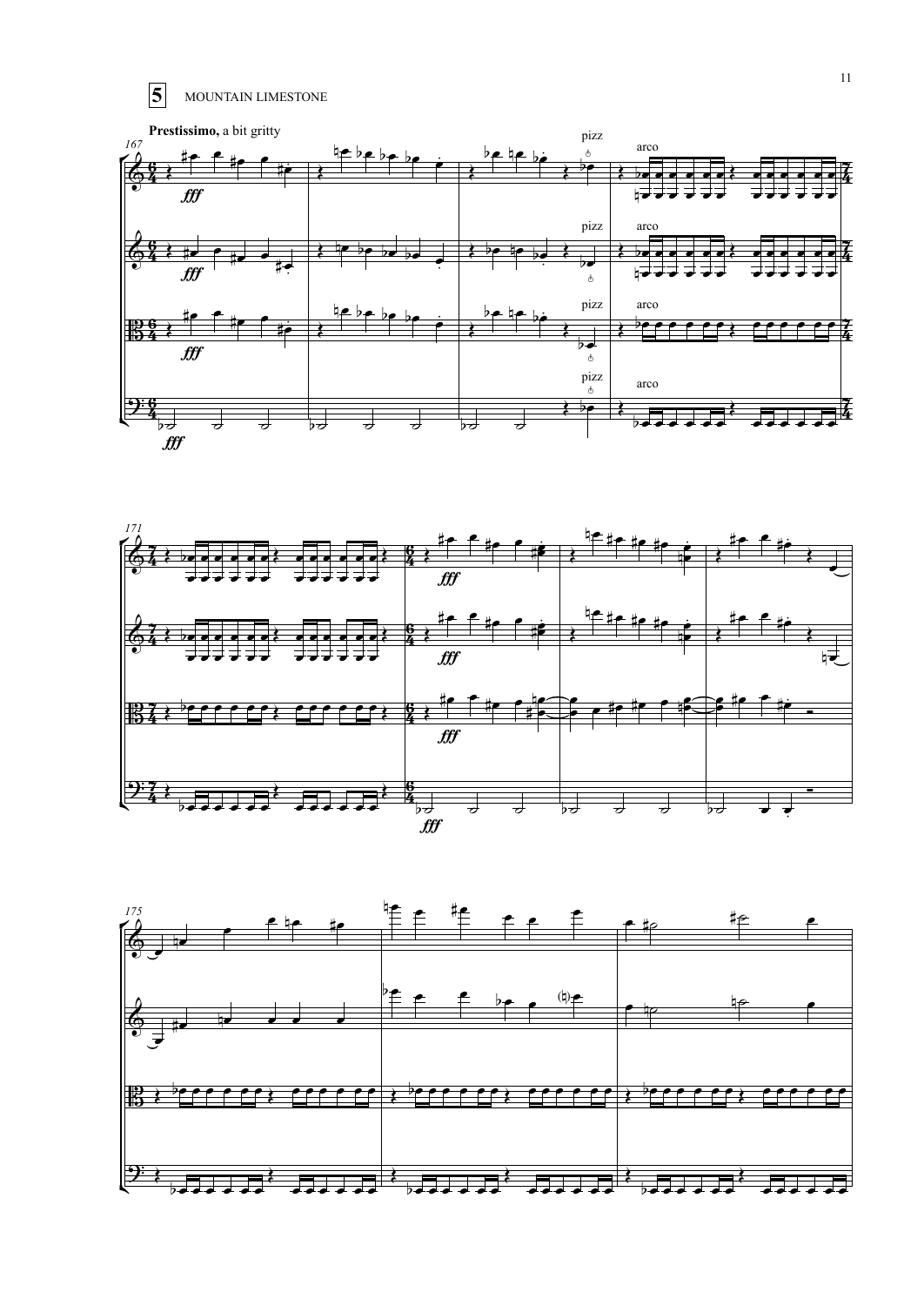# 5 MOUNTAIN LIMESTONE

**Prestissimo,** a bit gritty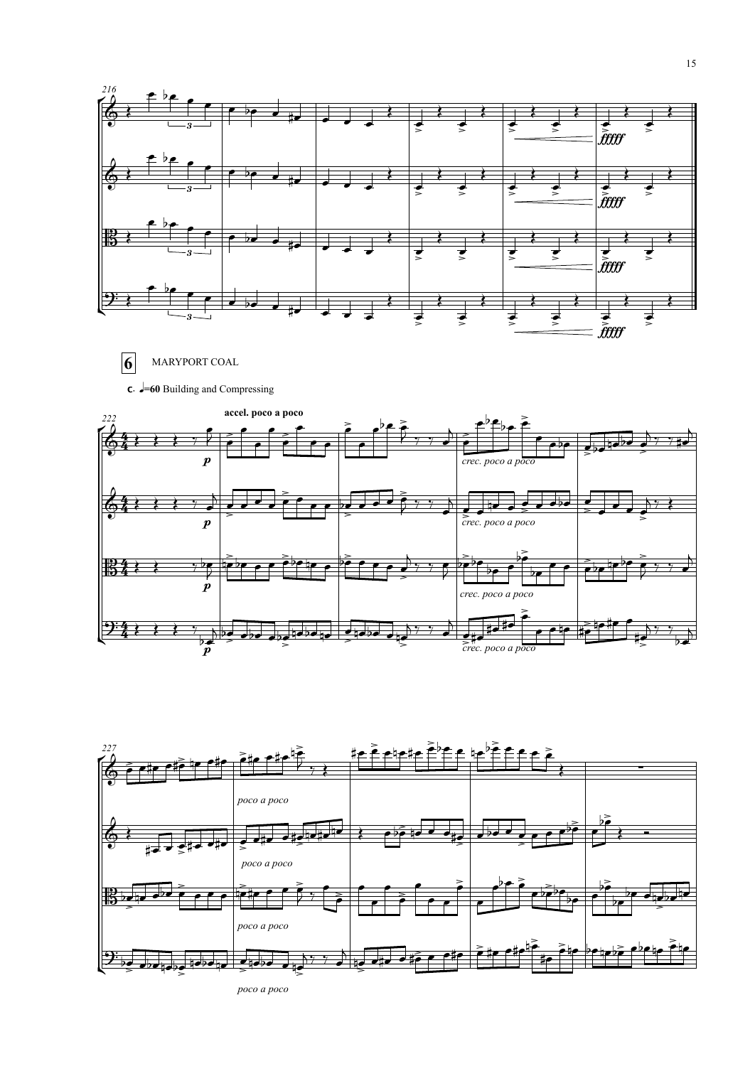6 MARYPORT COAL

c. ♩=60 Building and Compressing

accel. poco a poco

*crec. poco a poco*

*poco a poco*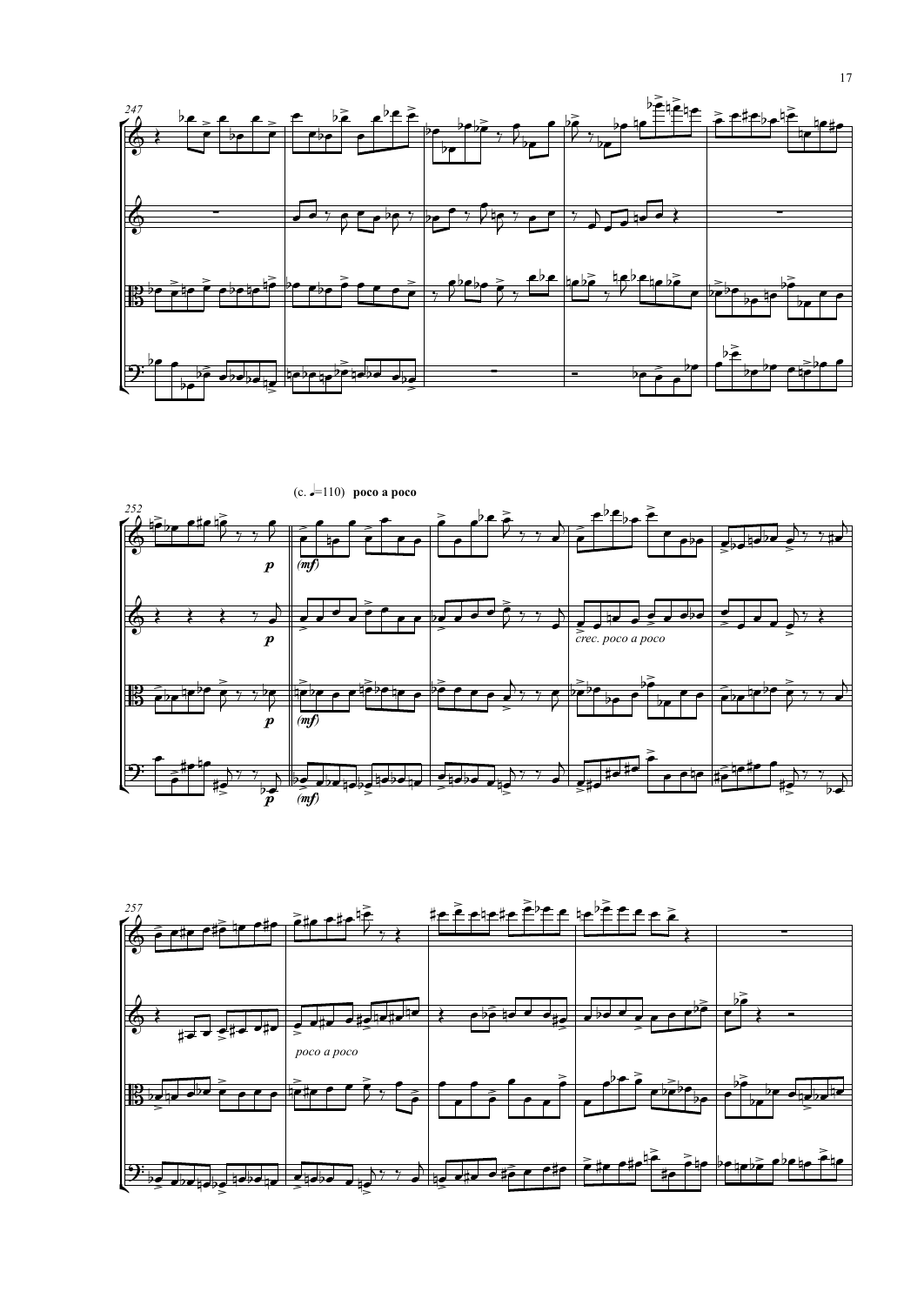(c. ♩=110) **poco a poco**

*p* *(mf)*

*crec. poco a poco*

*poco a poco*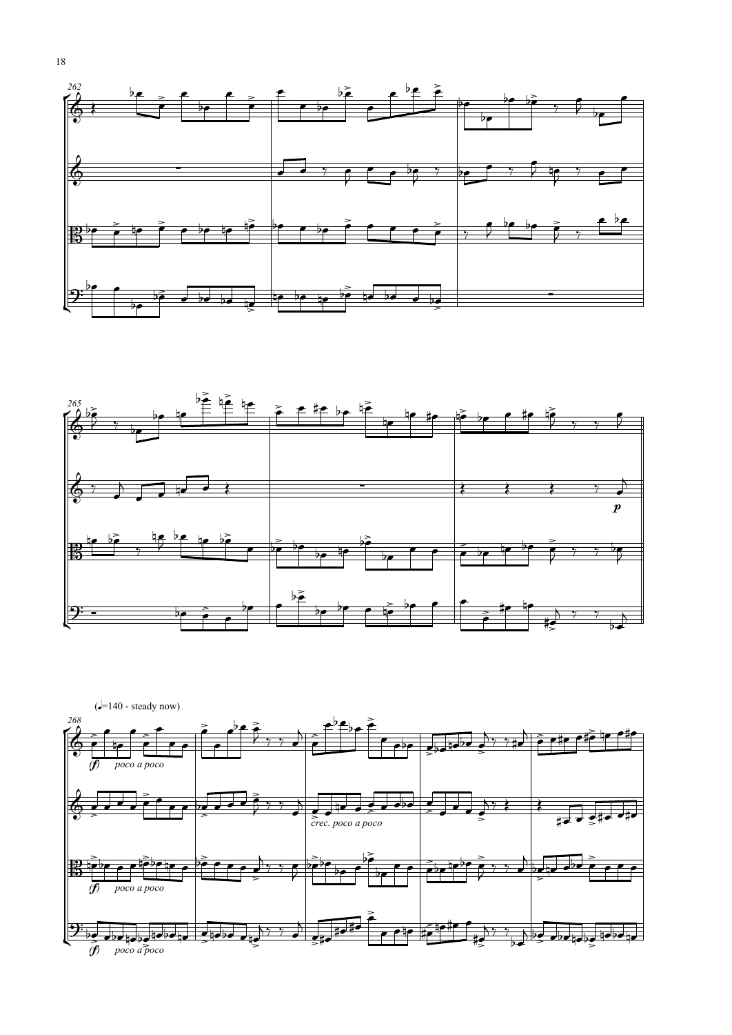(♩=140 - steady now)

*poco a poco*

*crec. poco a poco*

*poco a poco*

*poco a poco*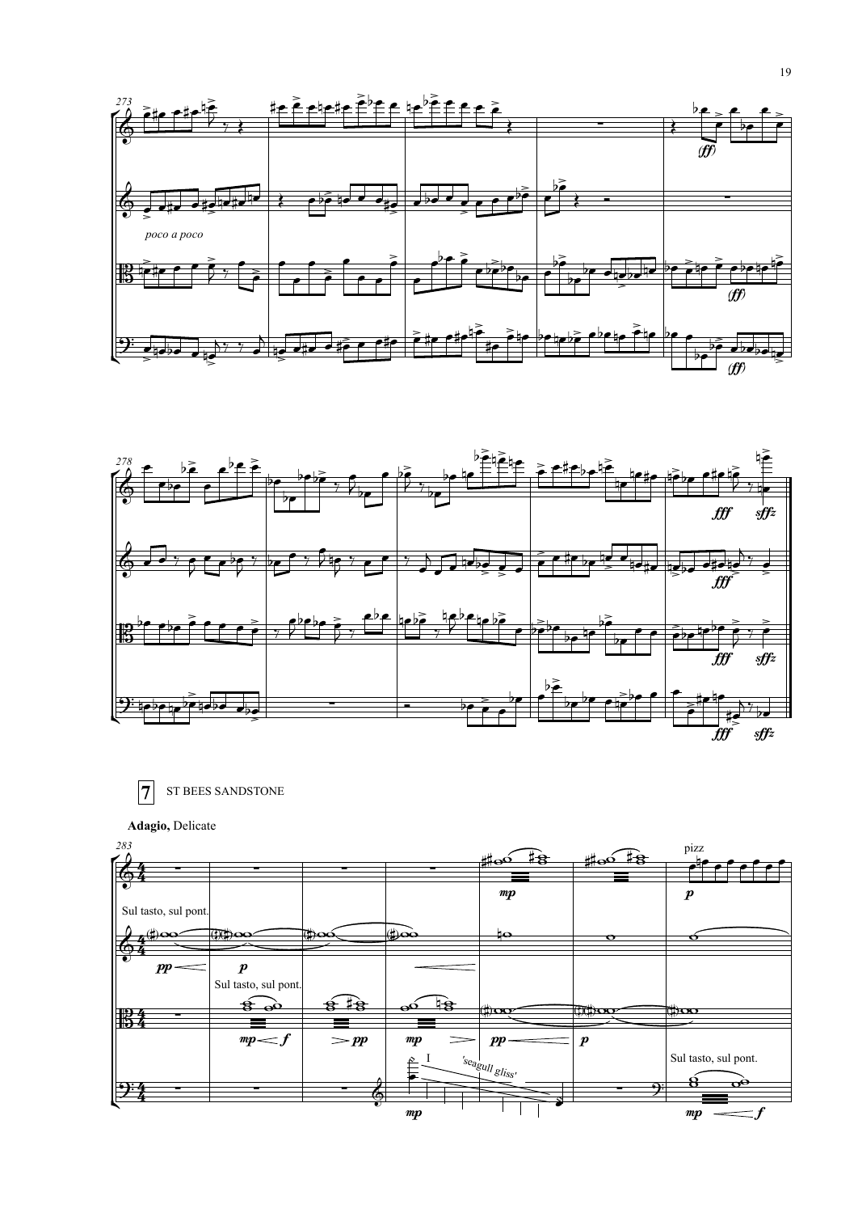## 7 ST BEES SANDSTONE

**Adagio,** Delicate